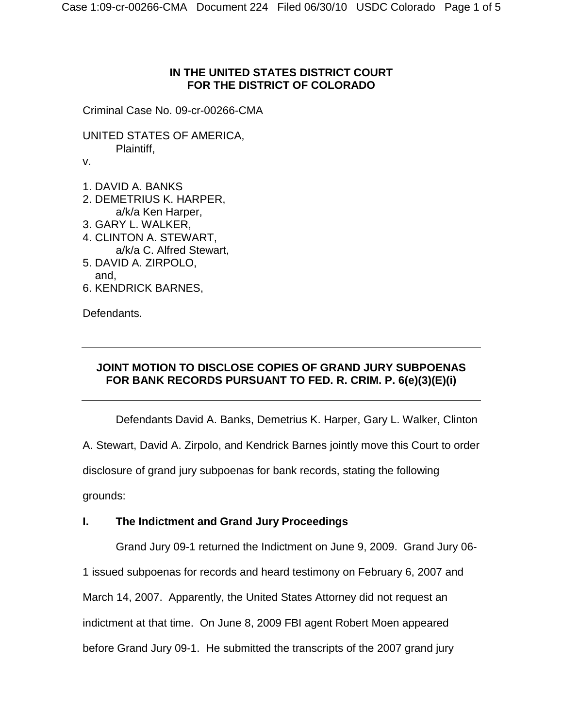**IN THE UNITED STATES DISTRICT COURT**
**FOR THE DISTRICT OF COLORADO**

Criminal Case No. 09-cr-00266-CMA

UNITED STATES OF AMERICA,
Plaintiff,

v.

1. DAVID A. BANKS
2. DEMETRIUS K. HARPER,
   a/k/a Ken Harper,
3. GARY L. WALKER,
4. CLINTON A. STEWART,
   a/k/a C. Alfred Stewart,
5. DAVID A. ZIRPOLO,
   and,
6. KENDRICK BARNES,

Defendants.

---

**JOINT MOTION TO DISCLOSE COPIES OF GRAND JURY SUBPOENAS FOR BANK RECORDS PURSUANT TO FED. R. CRIM. P. 6(e)(3)(E)(i)**

---

Defendants David A. Banks, Demetrius K. Harper, Gary L. Walker, Clinton A. Stewart, David A. Zirpolo, and Kendrick Barnes jointly move this Court to order disclosure of grand jury subpoenas for bank records, stating the following grounds:

## I. The Indictment and Grand Jury Proceedings

Grand Jury 09-1 returned the Indictment on June 9, 2009. Grand Jury 06-1 issued subpoenas for records and heard testimony on February 6, 2007 and March 14, 2007. Apparently, the United States Attorney did not request an indictment at that time. On June 8, 2009 FBI agent Robert Moen appeared before Grand Jury 09-1. He submitted the transcripts of the 2007 grand jury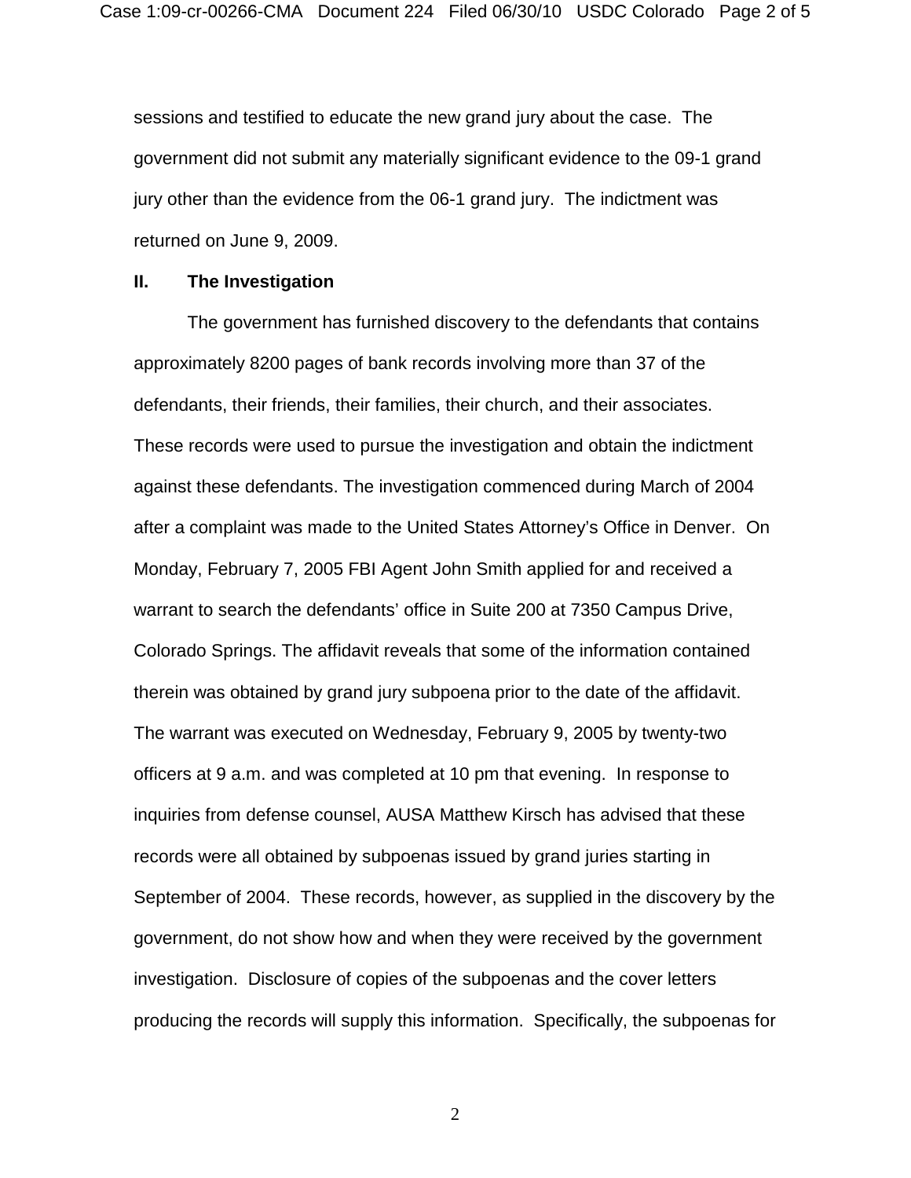sessions and testified to educate the new grand jury about the case. The government did not submit any materially significant evidence to the 09-1 grand jury other than the evidence from the 06-1 grand jury. The indictment was returned on June 9, 2009.

## II. The Investigation

The government has furnished discovery to the defendants that contains approximately 8200 pages of bank records involving more than 37 of the defendants, their friends, their families, their church, and their associates. These records were used to pursue the investigation and obtain the indictment against these defendants. The investigation commenced during March of 2004 after a complaint was made to the United States Attorney's Office in Denver. On Monday, February 7, 2005 FBI Agent John Smith applied for and received a warrant to search the defendants' office in Suite 200 at 7350 Campus Drive, Colorado Springs. The affidavit reveals that some of the information contained therein was obtained by grand jury subpoena prior to the date of the affidavit. The warrant was executed on Wednesday, February 9, 2005 by twenty-two officers at 9 a.m. and was completed at 10 pm that evening. In response to inquiries from defense counsel, AUSA Matthew Kirsch has advised that these records were all obtained by subpoenas issued by grand juries starting in September of 2004. These records, however, as supplied in the discovery by the government, do not show how and when they were received by the government investigation. Disclosure of copies of the subpoenas and the cover letters producing the records will supply this information. Specifically, the subpoenas for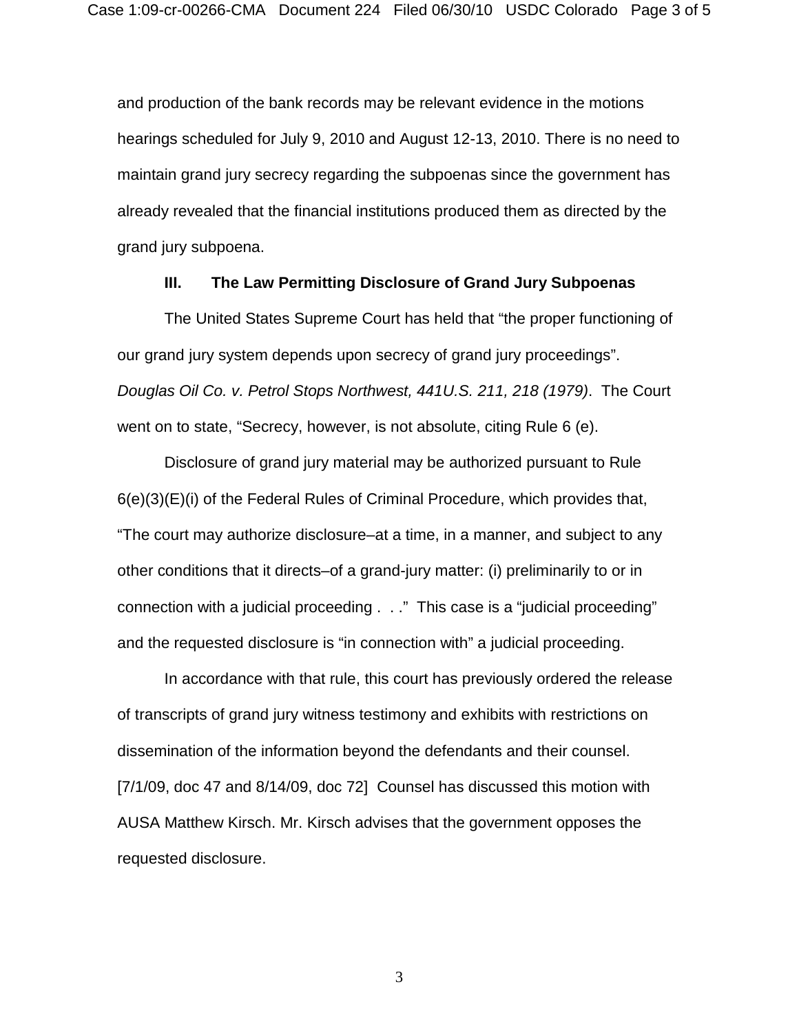and production of the bank records may be relevant evidence in the motions hearings scheduled for July 9, 2010 and August 12-13, 2010. There is no need to maintain grand jury secrecy regarding the subpoenas since the government has already revealed that the financial institutions produced them as directed by the grand jury subpoena.

### III. The Law Permitting Disclosure of Grand Jury Subpoenas

The United States Supreme Court has held that "the proper functioning of our grand jury system depends upon secrecy of grand jury proceedings". *Douglas Oil Co. v. Petrol Stops Northwest, 441U.S. 211, 218 (1979)*. The Court went on to state, "Secrecy, however, is not absolute, citing Rule 6 (e).

Disclosure of grand jury material may be authorized pursuant to Rule 6(e)(3)(E)(i) of the Federal Rules of Criminal Procedure, which provides that, "The court may authorize disclosure–at a time, in a manner, and subject to any other conditions that it directs–of a grand-jury matter: (i) preliminarily to or in connection with a judicial proceeding . . ." This case is a "judicial proceeding" and the requested disclosure is "in connection with" a judicial proceeding.

In accordance with that rule, this court has previously ordered the release of transcripts of grand jury witness testimony and exhibits with restrictions on dissemination of the information beyond the defendants and their counsel. [7/1/09, doc 47 and 8/14/09, doc 72] Counsel has discussed this motion with AUSA Matthew Kirsch. Mr. Kirsch advises that the government opposes the requested disclosure.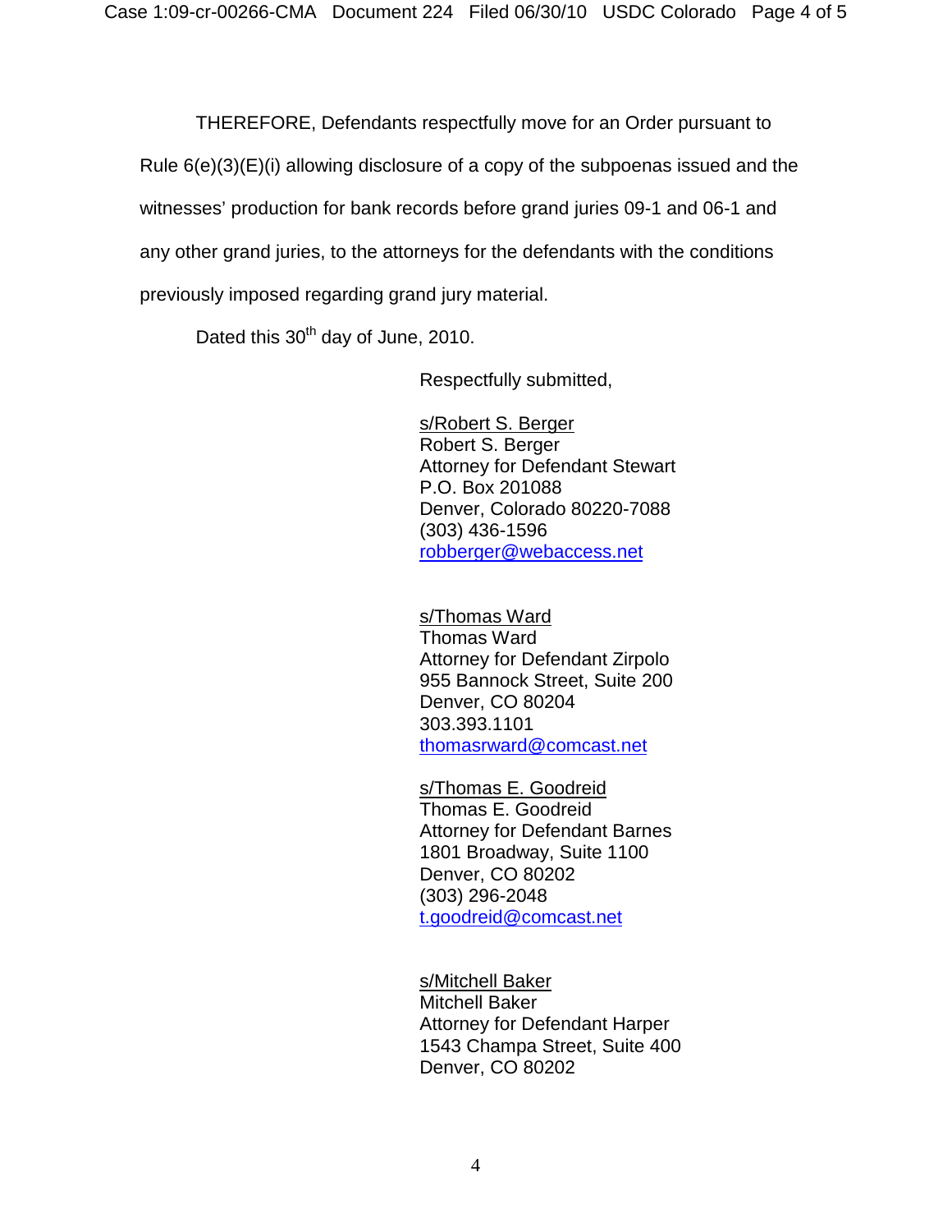THEREFORE, Defendants respectfully move for an Order pursuant to Rule 6(e)(3)(E)(i) allowing disclosure of a copy of the subpoenas issued and the witnesses' production for bank records before grand juries 09-1 and 06-1 and any other grand juries, to the attorneys for the defendants with the conditions previously imposed regarding grand jury material.

Dated this 30th day of June, 2010.

Respectfully submitted,

s/Robert S. Berger
Robert S. Berger
Attorney for Defendant Stewart
P.O. Box 201088
Denver, Colorado 80220-7088
(303) 436-1596
robberger@webaccess.net

s/Thomas Ward
Thomas Ward
Attorney for Defendant Zirpolo
955 Bannock Street, Suite 200
Denver, CO 80204
303.393.1101
thomasrward@comcast.net

s/Thomas E. Goodreid
Thomas E. Goodreid
Attorney for Defendant Barnes
1801 Broadway, Suite 1100
Denver, CO 80202
(303) 296-2048
t.goodreid@comcast.net

s/Mitchell Baker
Mitchell Baker
Attorney for Defendant Harper
1543 Champa Street, Suite 400
Denver, CO 80202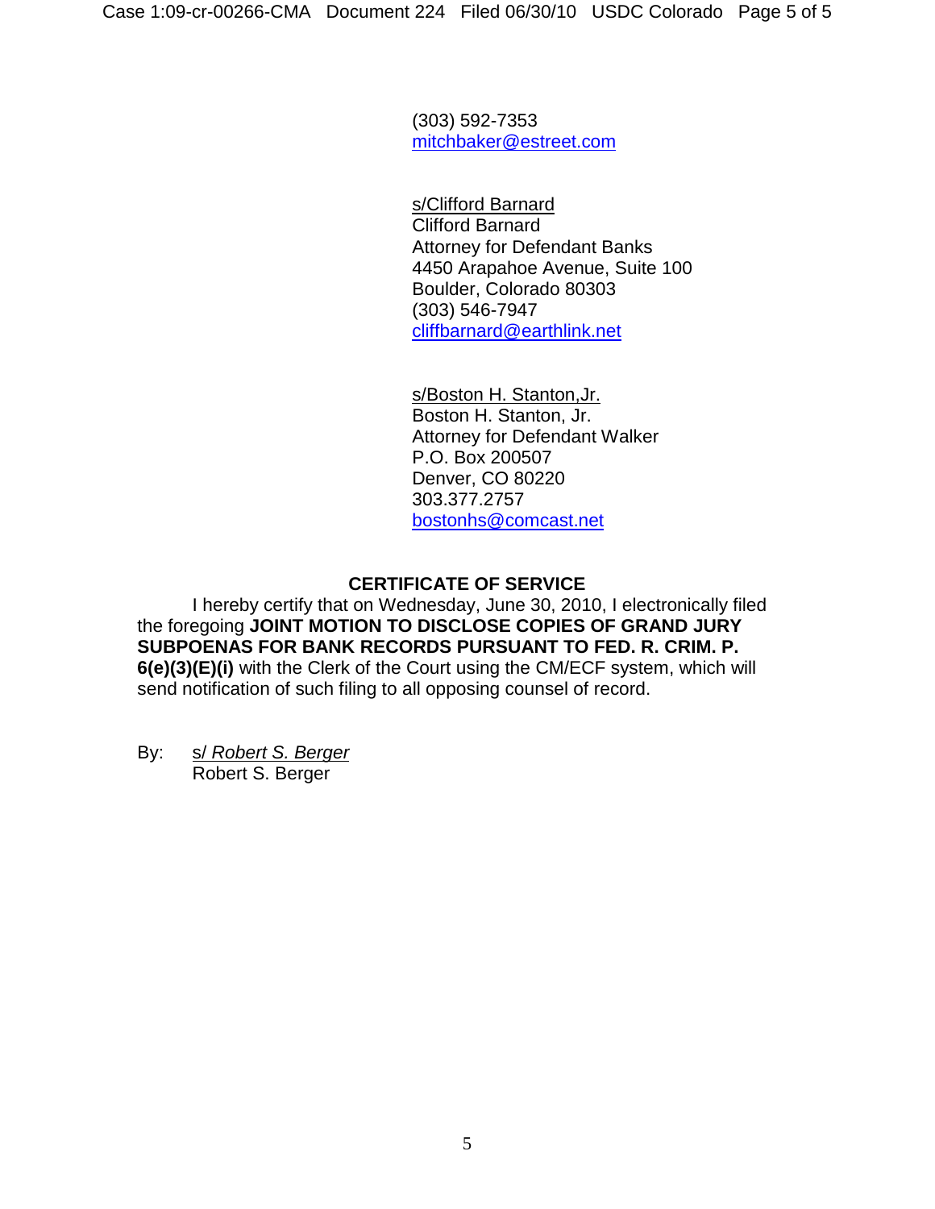(303) 592-7353
mitchbaker@estreet.com

s/Clifford Barnard
Clifford Barnard
Attorney for Defendant Banks
4450 Arapahoe Avenue, Suite 100
Boulder, Colorado 80303
(303) 546-7947
cliffbarnard@earthlink.net

s/Boston H. Stanton,Jr.
Boston H. Stanton, Jr.
Attorney for Defendant Walker
P.O. Box 200507
Denver, CO 80220
303.377.2757
bostonhs@comcast.net

**CERTIFICATE OF SERVICE**

I hereby certify that on Wednesday, June 30, 2010, I electronically filed the foregoing **JOINT MOTION TO DISCLOSE COPIES OF GRAND JURY SUBPOENAS FOR BANK RECORDS PURSUANT TO FED. R. CRIM. P. 6(e)(3)(E)(i)** with the Clerk of the Court using the CM/ECF system, which will send notification of such filing to all opposing counsel of record.

By: s/ *Robert S. Berger*
Robert S. Berger